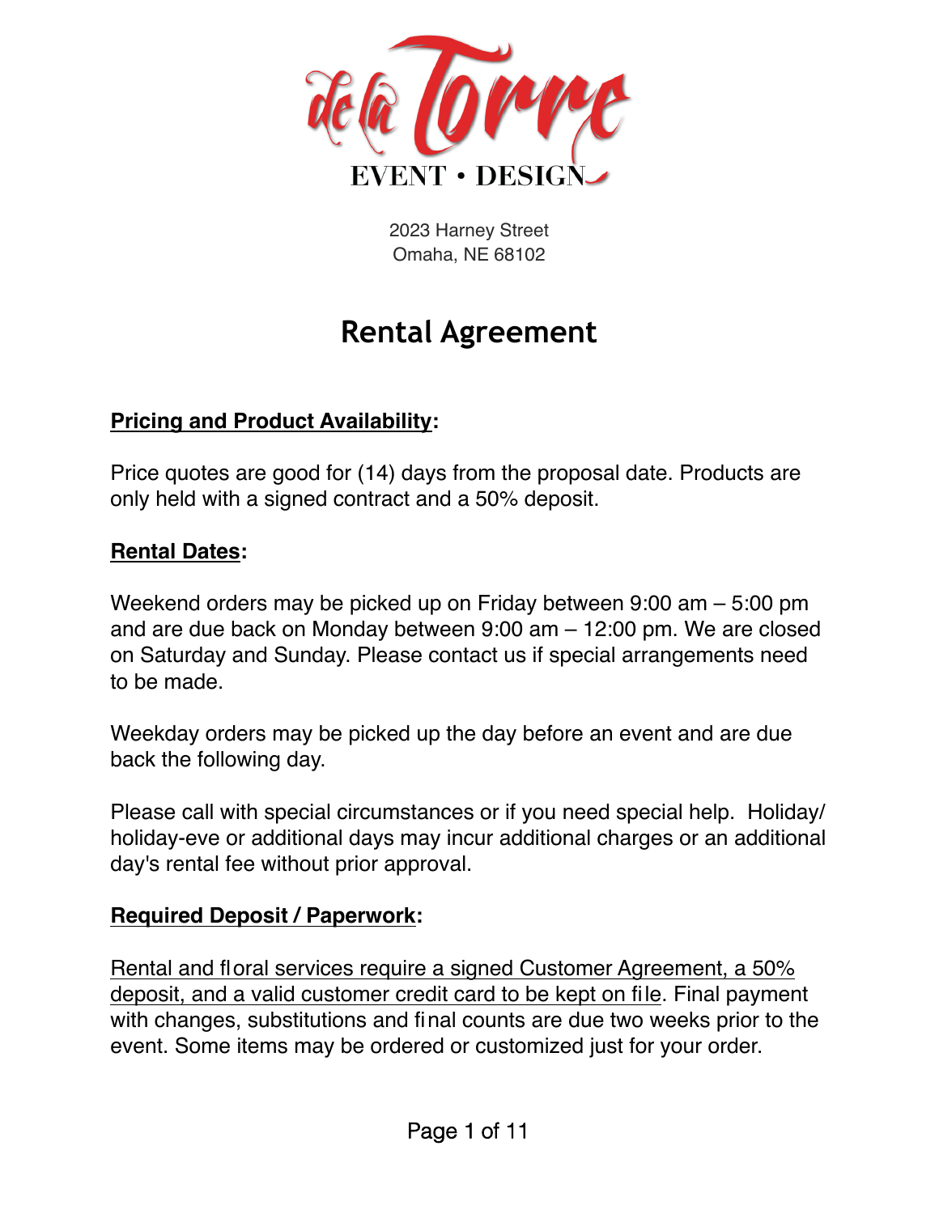de la Torre

EVENT • DESIGN

2023 Harney Street
Omaha, NE 68102

# Rental Agreement

**Pricing and Product Availability:**

Price quotes are good for (14) days from the proposal date. Products are only held with a signed contract and a 50% deposit.

**Rental Dates:**

Weekend orders may be picked up on Friday between 9:00 am – 5:00 pm and are due back on Monday between 9:00 am – 12:00 pm. We are closed on Saturday and Sunday. Please contact us if special arrangements need to be made.

Weekday orders may be picked up the day before an event and are due back the following day.

Please call with special circumstances or if you need special help. Holiday/holiday-eve or additional days may incur additional charges or an additional day's rental fee without prior approval.

**Required Deposit / Paperwork:**

Rental and floral services require a signed Customer Agreement, a 50% deposit, and a valid customer credit card to be kept on file. Final payment with changes, substitutions and final counts are due two weeks prior to the event. Some items may be ordered or customized just for your order.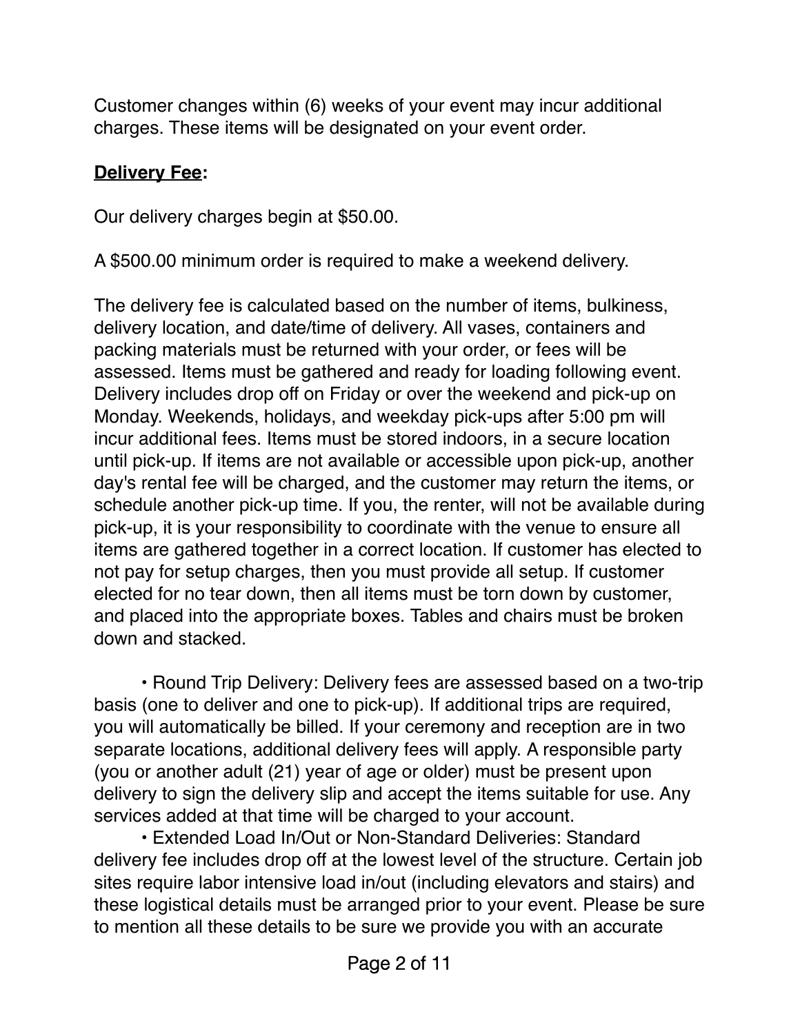Customer changes within (6) weeks of your event may incur additional charges. These items will be designated on your event order.

**<u>Delivery Fee</u>:**

Our delivery charges begin at $50.00.

A $500.00 minimum order is required to make a weekend delivery.

The delivery fee is calculated based on the number of items, bulkiness, delivery location, and date/time of delivery. All vases, containers and packing materials must be returned with your order, or fees will be assessed. Items must be gathered and ready for loading following event. Delivery includes drop off on Friday or over the weekend and pick-up on Monday. Weekends, holidays, and weekday pick-ups after 5:00 pm will incur additional fees. Items must be stored indoors, in a secure location until pick-up. If items are not available or accessible upon pick-up, another day's rental fee will be charged, and the customer may return the items, or schedule another pick-up time. If you, the renter, will not be available during pick-up, it is your responsibility to coordinate with the venue to ensure all items are gathered together in a correct location. If customer has elected to not pay for setup charges, then you must provide all setup. If customer elected for no tear down, then all items must be torn down by customer, and placed into the appropriate boxes. Tables and chairs must be broken down and stacked.

- Round Trip Delivery: Delivery fees are assessed based on a two-trip basis (one to deliver and one to pick-up). If additional trips are required, you will automatically be billed. If your ceremony and reception are in two separate locations, additional delivery fees will apply. A responsible party (you or another adult (21) year of age or older) must be present upon delivery to sign the delivery slip and accept the items suitable for use. Any services added at that time will be charged to your account.
- Extended Load In/Out or Non-Standard Deliveries: Standard delivery fee includes drop off at the lowest level of the structure. Certain job sites require labor intensive load in/out (including elevators and stairs) and these logistical details must be arranged prior to your event. Please be sure to mention all these details to be sure we provide you with an accurate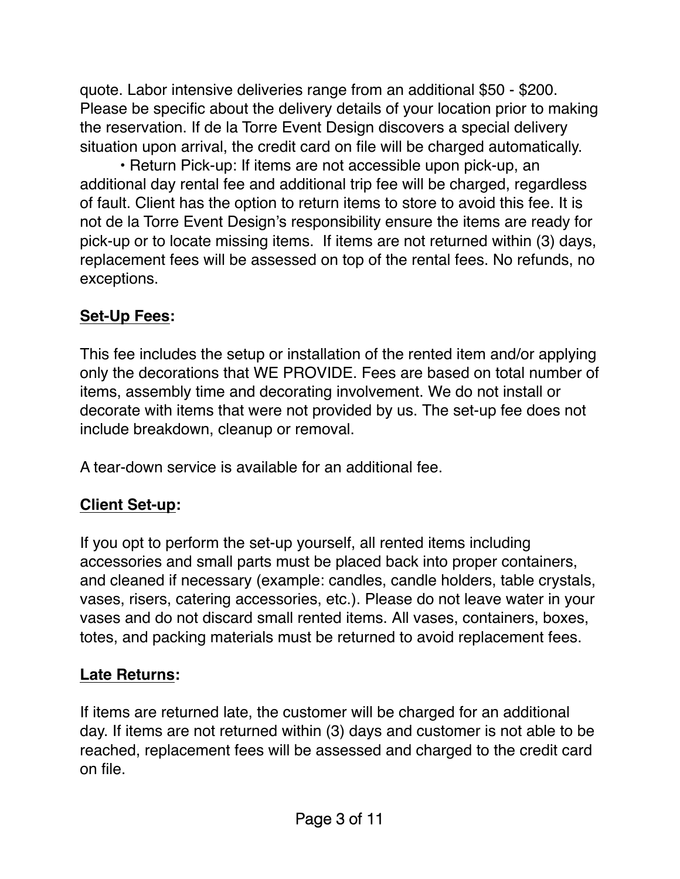quote. Labor intensive deliveries range from an additional $50 - $200. Please be specific about the delivery details of your location prior to making the reservation. If de la Torre Event Design discovers a special delivery situation upon arrival, the credit card on file will be charged automatically.

• Return Pick-up: If items are not accessible upon pick-up, an additional day rental fee and additional trip fee will be charged, regardless of fault. Client has the option to return items to store to avoid this fee. It is not de la Torre Event Design's responsibility ensure the items are ready for pick-up or to locate missing items.  If items are not returned within (3) days, replacement fees will be assessed on top of the rental fees. No refunds, no exceptions.

**<u>Set-Up Fees</u>:**

This fee includes the setup or installation of the rented item and/or applying only the decorations that WE PROVIDE. Fees are based on total number of items, assembly time and decorating involvement. We do not install or decorate with items that were not provided by us. The set-up fee does not include breakdown, cleanup or removal.

A tear-down service is available for an additional fee.

**<u>Client Set-up</u>:**

If you opt to perform the set-up yourself, all rented items including accessories and small parts must be placed back into proper containers, and cleaned if necessary (example: candles, candle holders, table crystals, vases, risers, catering accessories, etc.). Please do not leave water in your vases and do not discard small rented items. All vases, containers, boxes, totes, and packing materials must be returned to avoid replacement fees.

**<u>Late Returns</u>:**

If items are returned late, the customer will be charged for an additional day. If items are not returned within (3) days and customer is not able to be reached, replacement fees will be assessed and charged to the credit card on file.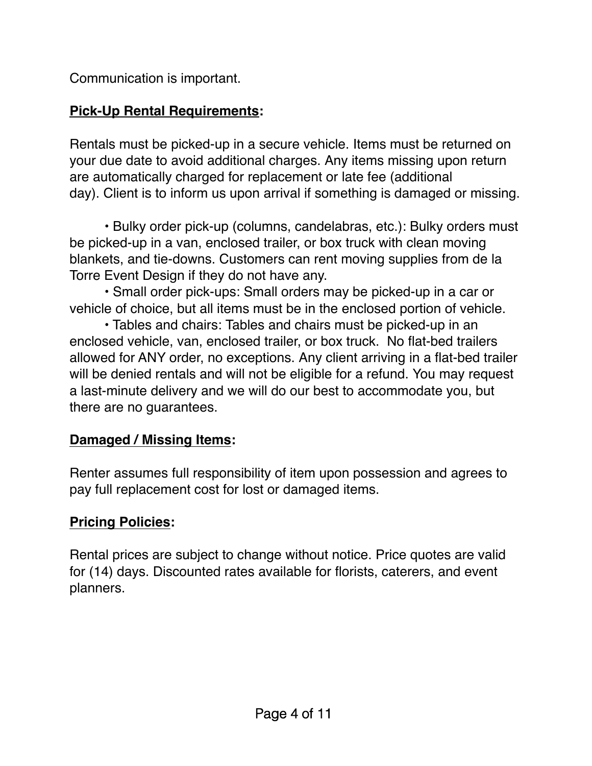Communication is important.

**Pick-Up Rental Requirements:**

Rentals must be picked-up in a secure vehicle. Items must be returned on your due date to avoid additional charges. Any items missing upon return are automatically charged for replacement or late fee (additional day). Client is to inform us upon arrival if something is damaged or missing.

- Bulky order pick-up (columns, candelabras, etc.): Bulky orders must be picked-up in a van, enclosed trailer, or box truck with clean moving blankets, and tie-downs. Customers can rent moving supplies from de la Torre Event Design if they do not have any.
- Small order pick-ups: Small orders may be picked-up in a car or vehicle of choice, but all items must be in the enclosed portion of vehicle.
- Tables and chairs: Tables and chairs must be picked-up in an enclosed vehicle, van, enclosed trailer, or box truck. No flat-bed trailers allowed for ANY order, no exceptions. Any client arriving in a flat-bed trailer will be denied rentals and will not be eligible for a refund. You may request a last-minute delivery and we will do our best to accommodate you, but there are no guarantees.

**Damaged / Missing Items:**

Renter assumes full responsibility of item upon possession and agrees to pay full replacement cost for lost or damaged items.

**Pricing Policies:**

Rental prices are subject to change without notice. Price quotes are valid for (14) days. Discounted rates available for florists, caterers, and event planners.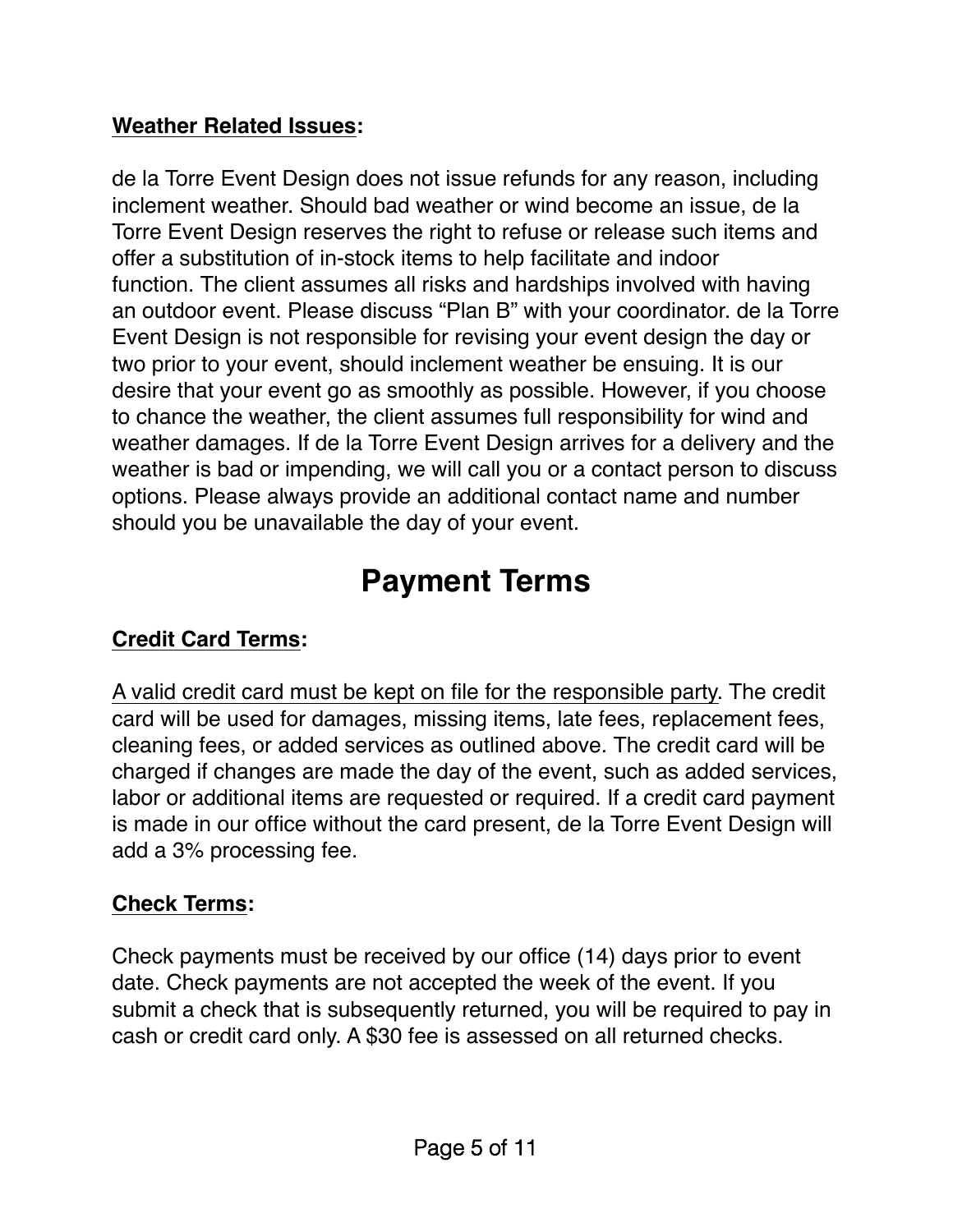**Weather Related Issues:**

de la Torre Event Design does not issue refunds for any reason, including inclement weather. Should bad weather or wind become an issue, de la Torre Event Design reserves the right to refuse or release such items and offer a substitution of in-stock items to help facilitate and indoor function. The client assumes all risks and hardships involved with having an outdoor event. Please discuss "Plan B" with your coordinator. de la Torre Event Design is not responsible for revising your event design the day or two prior to your event, should inclement weather be ensuing. It is our desire that your event go as smoothly as possible. However, if you choose to chance the weather, the client assumes full responsibility for wind and weather damages. If de la Torre Event Design arrives for a delivery and the weather is bad or impending, we will call you or a contact person to discuss options. Please always provide an additional contact name and number should you be unavailable the day of your event.

# Payment Terms

**Credit Card Terms:**

A valid credit card must be kept on file for the responsible party. The credit card will be used for damages, missing items, late fees, replacement fees, cleaning fees, or added services as outlined above. The credit card will be charged if changes are made the day of the event, such as added services, labor or additional items are requested or required. If a credit card payment is made in our office without the card present, de la Torre Event Design will add a 3% processing fee.

**Check Terms:**

Check payments must be received by our office (14) days prior to event date. Check payments are not accepted the week of the event. If you submit a check that is subsequently returned, you will be required to pay in cash or credit card only. A $30 fee is assessed on all returned checks.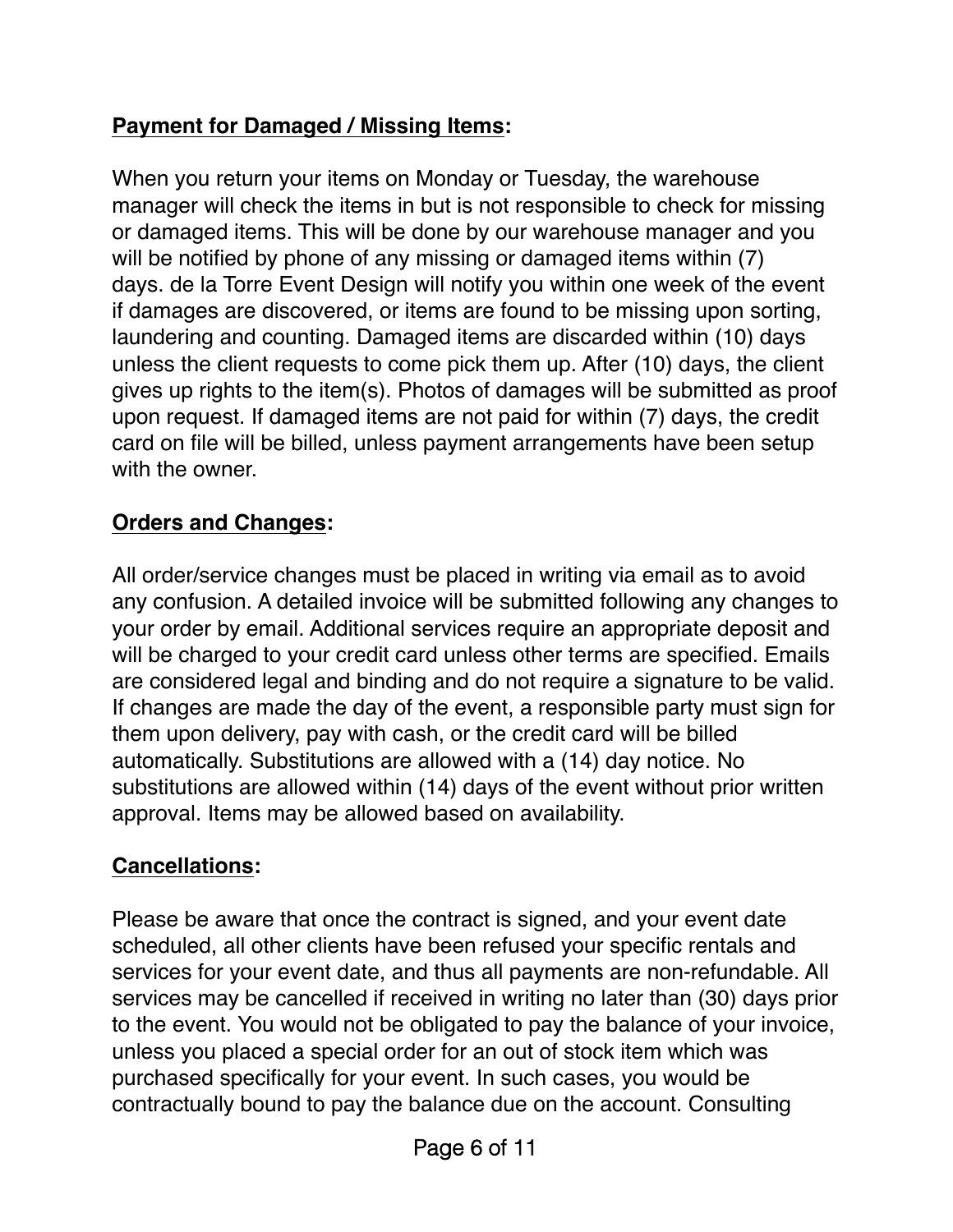**<u>Payment for Damaged / Missing Items</u>:**

When you return your items on Monday or Tuesday, the warehouse manager will check the items in but is not responsible to check for missing or damaged items. This will be done by our warehouse manager and you will be notified by phone of any missing or damaged items within (7) days. de la Torre Event Design will notify you within one week of the event if damages are discovered, or items are found to be missing upon sorting, laundering and counting. Damaged items are discarded within (10) days unless the client requests to come pick them up. After (10) days, the client gives up rights to the item(s). Photos of damages will be submitted as proof upon request. If damaged items are not paid for within (7) days, the credit card on file will be billed, unless payment arrangements have been setup with the owner.

**<u>Orders and Changes</u>:**

All order/service changes must be placed in writing via email as to avoid any confusion. A detailed invoice will be submitted following any changes to your order by email. Additional services require an appropriate deposit and will be charged to your credit card unless other terms are specified. Emails are considered legal and binding and do not require a signature to be valid. If changes are made the day of the event, a responsible party must sign for them upon delivery, pay with cash, or the credit card will be billed automatically. Substitutions are allowed with a (14) day notice. No substitutions are allowed within (14) days of the event without prior written approval. Items may be allowed based on availability.

**<u>Cancellations</u>:**

Please be aware that once the contract is signed, and your event date scheduled, all other clients have been refused your specific rentals and services for your event date, and thus all payments are non-refundable. All services may be cancelled if received in writing no later than (30) days prior to the event. You would not be obligated to pay the balance of your invoice, unless you placed a special order for an out of stock item which was purchased specifically for your event. In such cases, you would be contractually bound to pay the balance due on the account. Consulting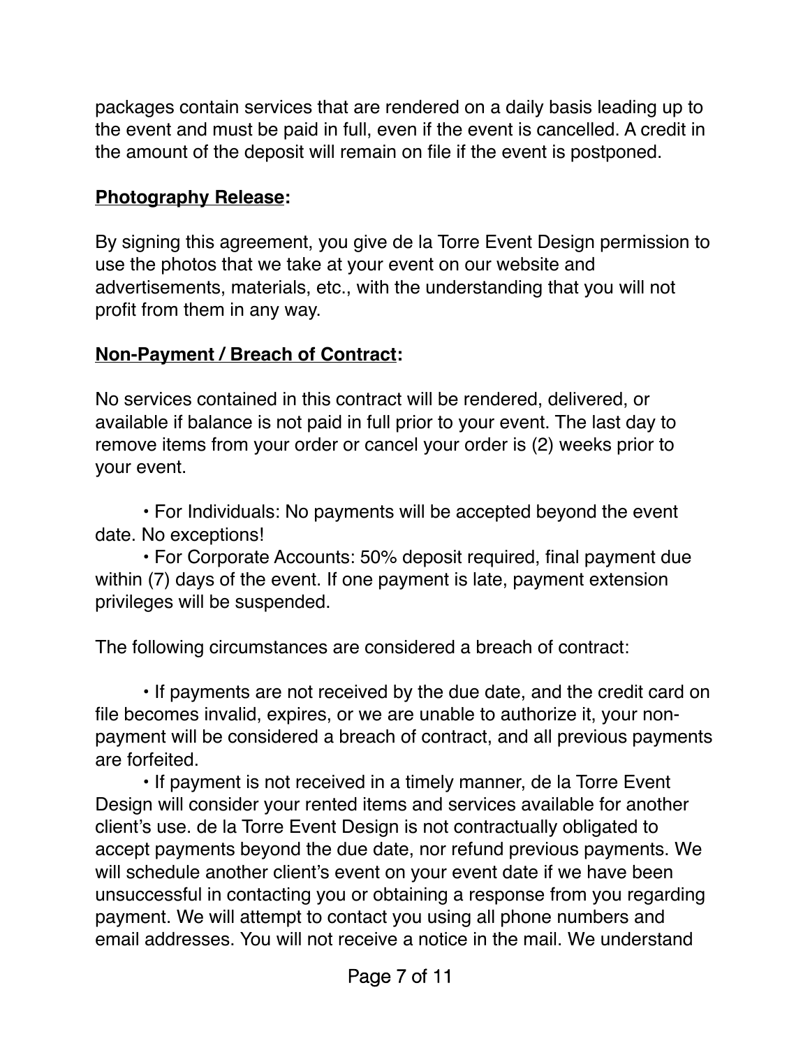packages contain services that are rendered on a daily basis leading up to the event and must be paid in full, even if the event is cancelled. A credit in the amount of the deposit will remain on file if the event is postponed.

**<u>Photography Release</u>:**

By signing this agreement, you give de la Torre Event Design permission to use the photos that we take at your event on our website and advertisements, materials, etc., with the understanding that you will not profit from them in any way.

**<u>Non-Payment / Breach of Contract</u>:**

No services contained in this contract will be rendered, delivered, or available if balance is not paid in full prior to your event. The last day to remove items from your order or cancel your order is (2) weeks prior to your event.

- For Individuals: No payments will be accepted beyond the event date. No exceptions!
- For Corporate Accounts: 50% deposit required, final payment due within (7) days of the event. If one payment is late, payment extension privileges will be suspended.

The following circumstances are considered a breach of contract:

- If payments are not received by the due date, and the credit card on file becomes invalid, expires, or we are unable to authorize it, your non-payment will be considered a breach of contract, and all previous payments are forfeited.
- If payment is not received in a timely manner, de la Torre Event Design will consider your rented items and services available for another client's use. de la Torre Event Design is not contractually obligated to accept payments beyond the due date, nor refund previous payments. We will schedule another client's event on your event date if we have been unsuccessful in contacting you or obtaining a response from you regarding payment. We will attempt to contact you using all phone numbers and email addresses. You will not receive a notice in the mail. We understand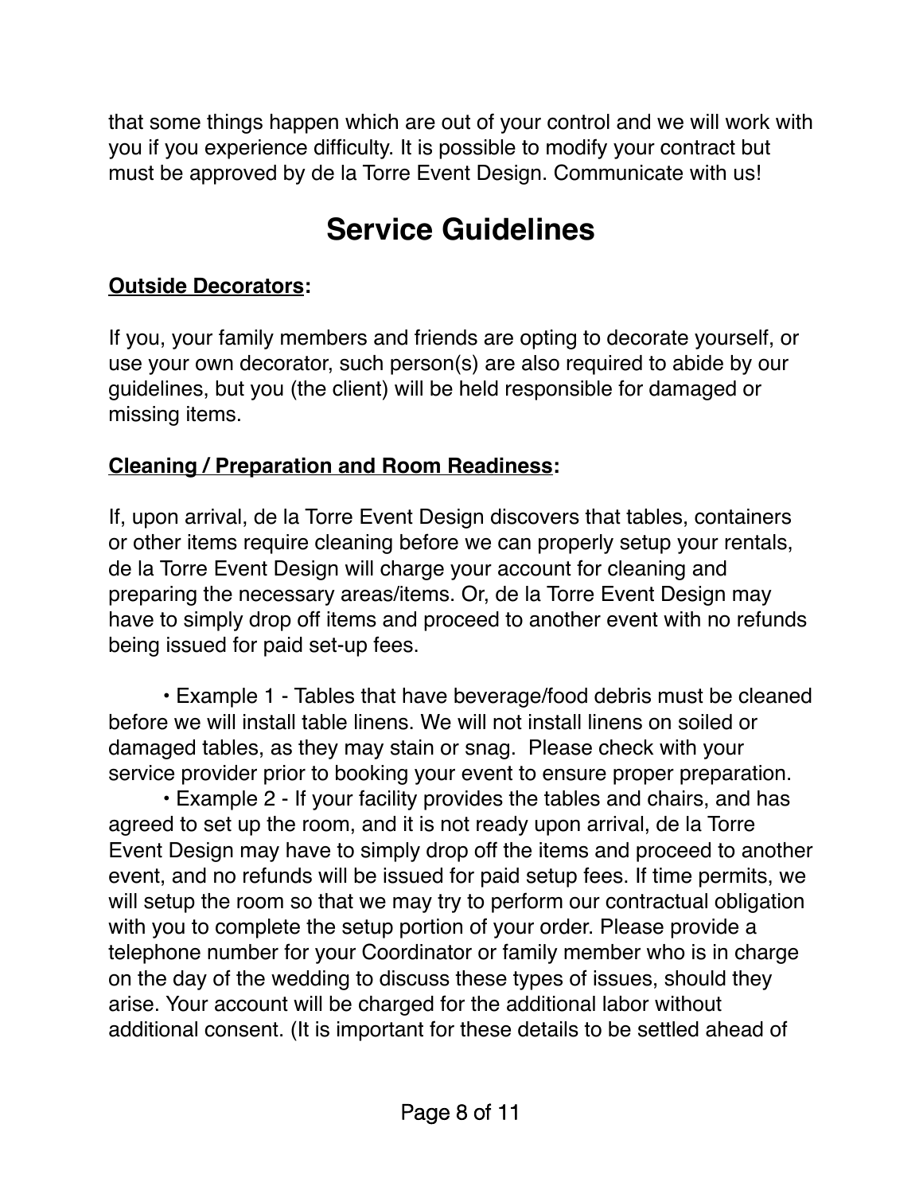that some things happen which are out of your control and we will work with you if you experience difficulty. It is possible to modify your contract but must be approved by de la Torre Event Design. Communicate with us!

# Service Guidelines

**<u>Outside Decorators</u>:**

If you, your family members and friends are opting to decorate yourself, or use your own decorator, such person(s) are also required to abide by our guidelines, but you (the client) will be held responsible for damaged or missing items.

**<u>Cleaning / Preparation and Room Readiness</u>:**

If, upon arrival, de la Torre Event Design discovers that tables, containers or other items require cleaning before we can properly setup your rentals, de la Torre Event Design will charge your account for cleaning and preparing the necessary areas/items. Or, de la Torre Event Design may have to simply drop off items and proceed to another event with no refunds being issued for paid set-up fees.

- Example 1 - Tables that have beverage/food debris must be cleaned before we will install table linens. We will not install linens on soiled or damaged tables, as they may stain or snag. Please check with your service provider prior to booking your event to ensure proper preparation.
- Example 2 - If your facility provides the tables and chairs, and has agreed to set up the room, and it is not ready upon arrival, de la Torre Event Design may have to simply drop off the items and proceed to another event, and no refunds will be issued for paid setup fees. If time permits, we will setup the room so that we may try to perform our contractual obligation with you to complete the setup portion of your order. Please provide a telephone number for your Coordinator or family member who is in charge on the day of the wedding to discuss these types of issues, should they arise. Your account will be charged for the additional labor without additional consent. (It is important for these details to be settled ahead of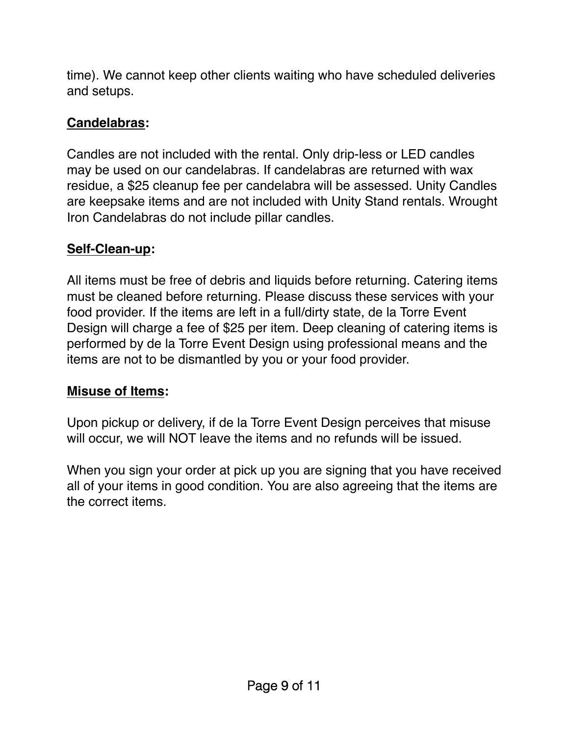time). We cannot keep other clients waiting who have scheduled deliveries and setups.

**Candelabras:**

Candles are not included with the rental. Only drip-less or LED candles may be used on our candelabras. If candelabras are returned with wax residue, a $25 cleanup fee per candelabra will be assessed. Unity Candles are keepsake items and are not included with Unity Stand rentals. Wrought Iron Candelabras do not include pillar candles.

**Self-Clean-up:**

All items must be free of debris and liquids before returning. Catering items must be cleaned before returning. Please discuss these services with your food provider. If the items are left in a full/dirty state, de la Torre Event Design will charge a fee of $25 per item. Deep cleaning of catering items is performed by de la Torre Event Design using professional means and the items are not to be dismantled by you or your food provider.

**Misuse of Items:**

Upon pickup or delivery, if de la Torre Event Design perceives that misuse will occur, we will NOT leave the items and no refunds will be issued.

When you sign your order at pick up you are signing that you have received all of your items in good condition. You are also agreeing that the items are the correct items.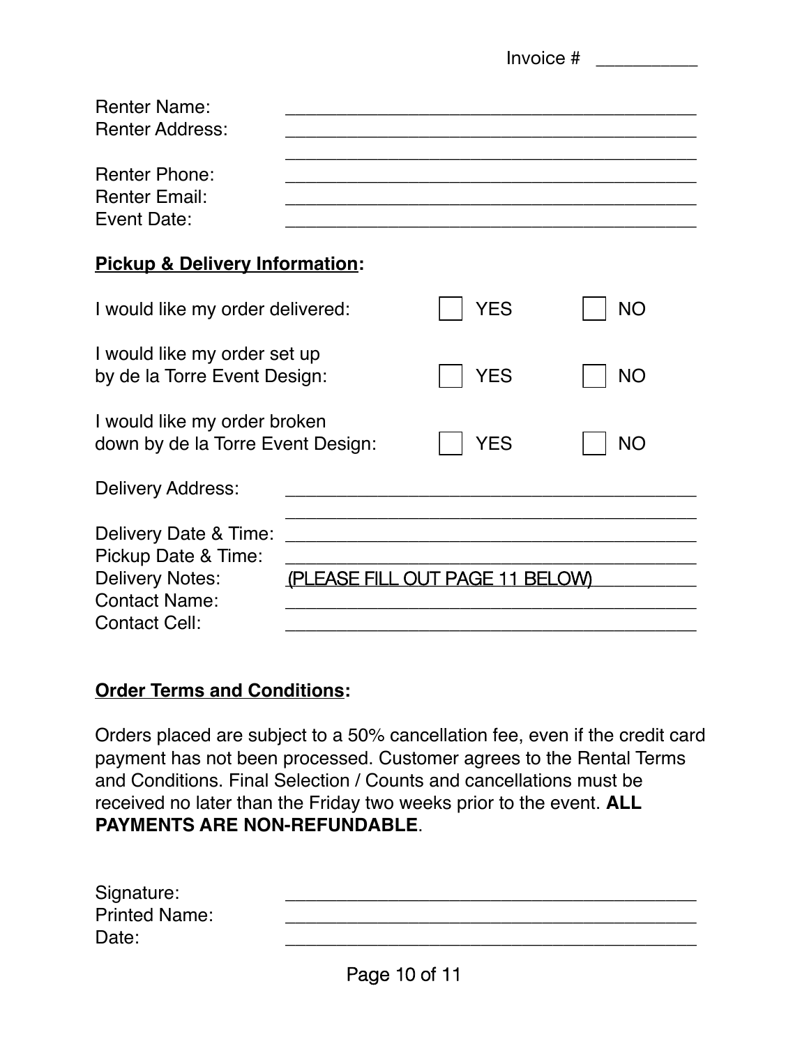Invoice # __________

Renter Name: ________________________________________

Renter Address: ________________________________________

________________________________________

Renter Phone: ________________________________________

Renter Email: ________________________________________

Event Date: ________________________________________

**Pickup & Delivery Information:**

I would like my order delivered: ☐ YES ☐ NO

I would like my order set up by de la Torre Event Design: ☐ YES ☐ NO

I would like my order broken down by de la Torre Event Design: ☐ YES ☐ NO

Delivery Address: ________________________________________

________________________________________

Delivery Date & Time: ________________________________________

Pickup Date & Time: ________________________________________

Delivery Notes: (PLEASE FILL OUT PAGE 11 BELOW)

Contact Name: ________________________________________

Contact Cell: ________________________________________

**Order Terms and Conditions:**

Orders placed are subject to a 50% cancellation fee, even if the credit card payment has not been processed. Customer agrees to the Rental Terms and Conditions. Final Selection / Counts and cancellations must be received no later than the Friday two weeks prior to the event. **ALL PAYMENTS ARE NON-REFUNDABLE**.

Signature: ________________________________________

Printed Name: ________________________________________

Date: ________________________________________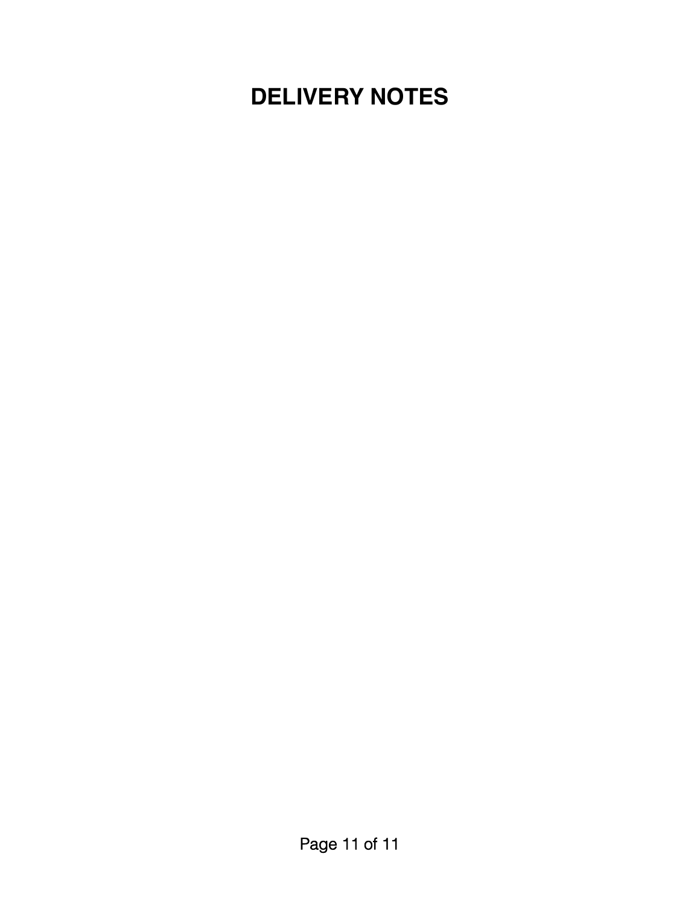# DELIVERY NOTES